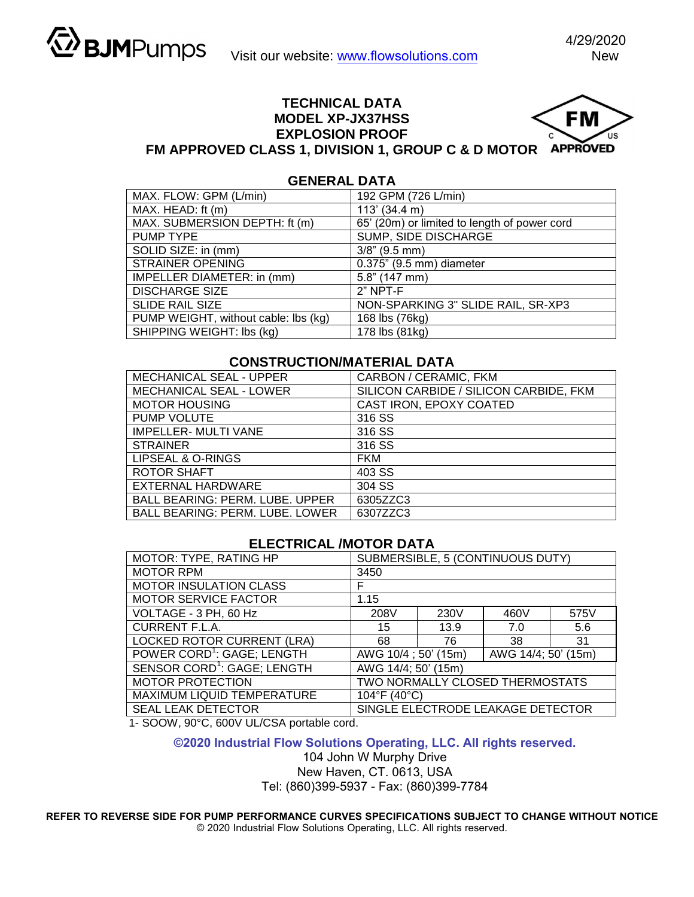BJMPumps    Visit our website: www.flowsolutions.com    4/29/2020 New

# TECHNICAL DATA
# MODEL XP-JX37HSS
# EXPLOSION PROOF
# FM APPROVED CLASS 1, DIVISION 1, GROUP C & D MOTOR

FM APPROVED C US

## GENERAL DATA

| | |
|---|---|
| MAX. FLOW: GPM (L/min) | 192 GPM (726 L/min) |
| MAX. HEAD: ft (m) | 113' (34.4 m) |
| MAX. SUBMERSION DEPTH: ft (m) | 65' (20m) or limited to length of power cord |
| PUMP TYPE | SUMP, SIDE DISCHARGE |
| SOLID SIZE: in (mm) | 3/8" (9.5 mm) |
| STRAINER OPENING | 0.375" (9.5 mm) diameter |
| IMPELLER DIAMETER: in (mm) | 5.8" (147 mm) |
| DISCHARGE SIZE | 2" NPT-F |
| SLIDE RAIL SIZE | NON-SPARKING 3" SLIDE RAIL, SR-XP3 |
| PUMP WEIGHT, without cable: lbs (kg) | 168 lbs (76kg) |
| SHIPPING WEIGHT: lbs (kg) | 178 lbs (81kg) |

## CONSTRUCTION/MATERIAL DATA

| | |
|---|---|
| MECHANICAL SEAL - UPPER | CARBON / CERAMIC, FKM |
| MECHANICAL SEAL - LOWER | SILICON CARBIDE / SILICON CARBIDE, FKM |
| MOTOR HOUSING | CAST IRON, EPOXY COATED |
| PUMP VOLUTE | 316 SS |
| IMPELLER- MULTI VANE | 316 SS |
| STRAINER | 316 SS |
| LIPSEAL & O-RINGS | FKM |
| ROTOR SHAFT | 403 SS |
| EXTERNAL HARDWARE | 304 SS |
| BALL BEARING: PERM. LUBE. UPPER | 6305ZZC3 |
| BALL BEARING: PERM. LUBE. LOWER | 6307ZZC3 |

## ELECTRICAL /MOTOR DATA

| | | | | |
|---|---|---|---|---|
| MOTOR: TYPE, RATING HP | SUBMERSIBLE, 5 (CONTINUOUS DUTY) | | | |
| MOTOR RPM | 3450 | | | |
| MOTOR INSULATION CLASS | F | | | |
| MOTOR SERVICE FACTOR | 1.15 | | | |
| VOLTAGE - 3 PH, 60 Hz | 208V | 230V | 460V | 575V |
| CURRENT F.L.A. | 15 | 13.9 | 7.0 | 5.6 |
| LOCKED ROTOR CURRENT (LRA) | 68 | 76 | 38 | 31 |
| POWER CORD[1]: GAGE; LENGTH | AWG 10/4 ; 50' (15m) | | AWG 14/4; 50' (15m) | |
| SENSOR CORD[1]: GAGE; LENGTH | AWG 14/4; 50' (15m) | | | |
| MOTOR PROTECTION | TWO NORMALLY CLOSED THERMOSTATS | | | |
| MAXIMUM LIQUID TEMPERATURE | 104°F (40°C) | | | |
| SEAL LEAK DETECTOR | SINGLE ELECTRODE LEAKAGE DETECTOR | | | |

1- SOOW, 90°C, 600V UL/CSA portable cord.

**©2020 Industrial Flow Solutions Operating, LLC. All rights reserved.**
104 John W Murphy Drive
New Haven, CT. 0613, USA
Tel: (860)399-5937 - Fax: (860)399-7784

**REFER TO REVERSE SIDE FOR PUMP PERFORMANCE CURVES SPECIFICATIONS SUBJECT TO CHANGE WITHOUT NOTICE**
© 2020 Industrial Flow Solutions Operating, LLC. All rights reserved.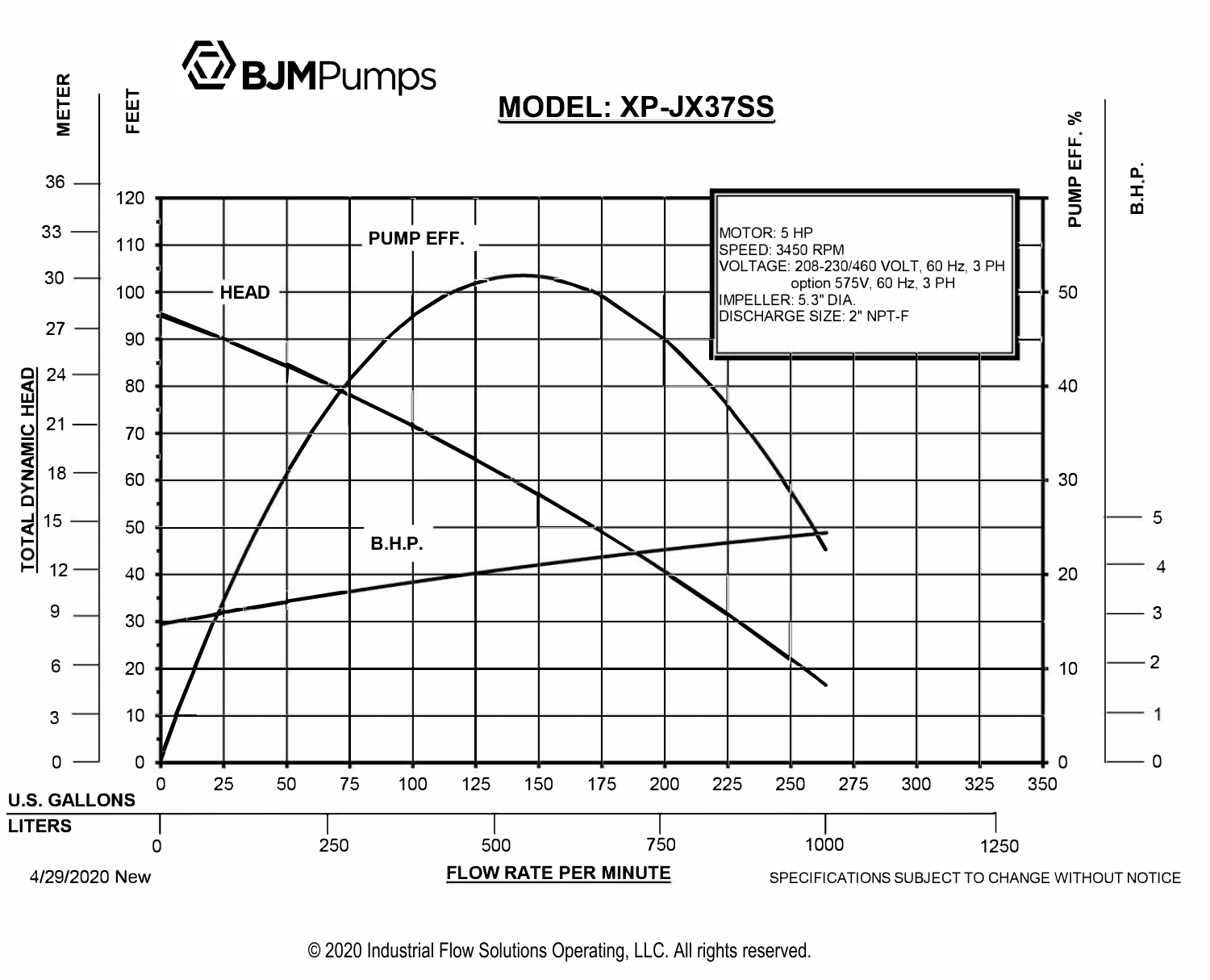BJMPumps

# MODEL: XP-JX37SS

MOTOR: 5 HP
SPEED: 3450 RPM
VOLTAGE: 208-230/460 VOLT, 60 Hz, 3 PH
option 575V, 60 Hz, 3 PH
IMPELLER: 5.3" DIA.
DISCHARGE SIZE: 2" NPT-F

METER
FEET
TOTAL DYNAMIC HEAD
PUMP EFF. %
B.H.P.

HEAD
PUMP EFF.
B.H.P.

36 33 30 27 24 21 18 15 12 9 6 3 0

120 110 100 90 80 70 60 50 40 30 20 10 0

50 40 30 20 10 0

5 4 3 2 1 0

0 25 50 75 100 125 150 175 200 225 250 275 300 325 350

U.S. GALLONS

LITERS

0 250 500 750 1000 1250

FLOW RATE PER MINUTE

4/29/2020 New

SPECIFICATIONS SUBJECT TO CHANGE WITHOUT NOTICE

© 2020 Industrial Flow Solutions Operating, LLC. All rights reserved.